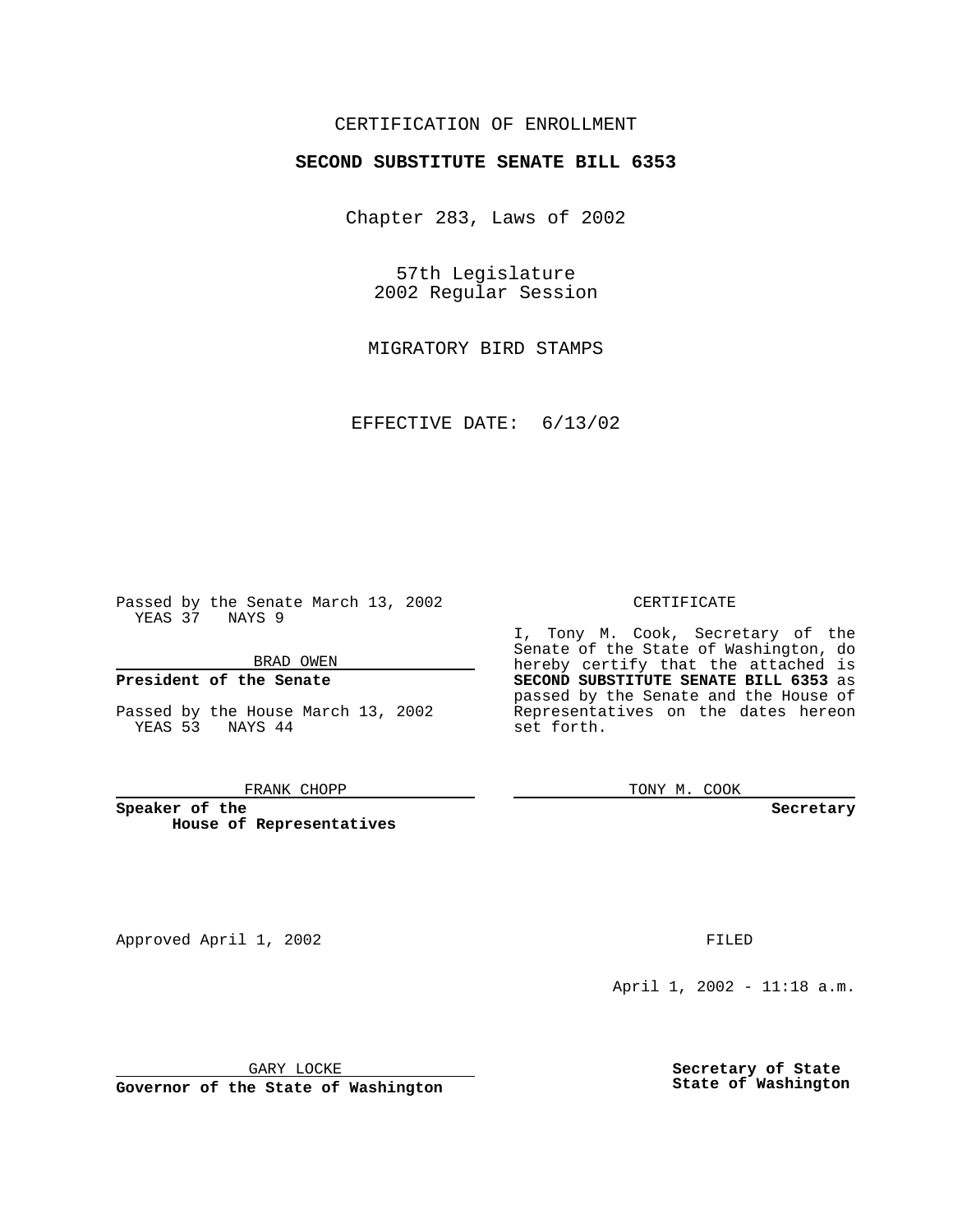CERTIFICATION OF ENROLLMENT

**SECOND SUBSTITUTE SENATE BILL 6353**

Chapter 283, Laws of 2002

57th Legislature
2002 Regular Session

MIGRATORY BIRD STAMPS

EFFECTIVE DATE: 6/13/02

Passed by the Senate March 13, 2002
YEAS 37 NAYS 9

BRAD OWEN
**President of the Senate**

Passed by the House March 13, 2002
YEAS 53 NAYS 44

FRANK CHOPP
**Speaker of the House of Representatives**

CERTIFICATE

I, Tony M. Cook, Secretary of the Senate of the State of Washington, do hereby certify that the attached is **SECOND SUBSTITUTE SENATE BILL 6353** as passed by the Senate and the House of Representatives on the dates hereon set forth.

TONY M. COOK
**Secretary**

Approved April 1, 2002

GARY LOCKE
**Governor of the State of Washington**

FILED

April 1, 2002 - 11:18 a.m.

**Secretary of State**
**State of Washington**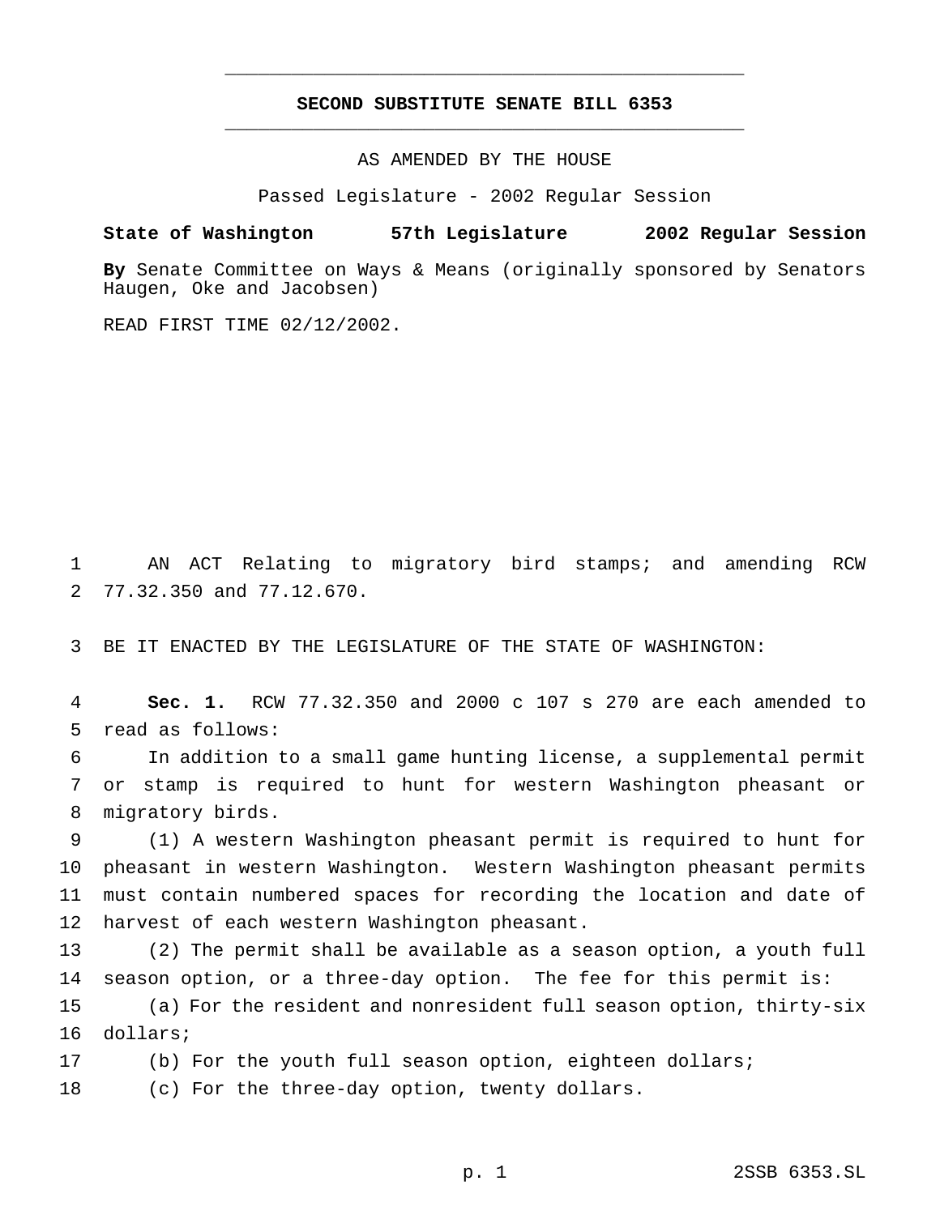# SECOND SUBSTITUTE SENATE BILL 6353

AS AMENDED BY THE HOUSE

Passed Legislature - 2002 Regular Session

**State of Washington 57th Legislature 2002 Regular Session**

**By** Senate Committee on Ways & Means (originally sponsored by Senators Haugen, Oke and Jacobsen)

READ FIRST TIME 02/12/2002.

AN ACT Relating to migratory bird stamps; and amending RCW 77.32.350 and 77.12.670.

BE IT ENACTED BY THE LEGISLATURE OF THE STATE OF WASHINGTON:

**Sec. 1.** RCW 77.32.350 and 2000 c 107 s 270 are each amended to read as follows:

In addition to a small game hunting license, a supplemental permit or stamp is required to hunt for western Washington pheasant or migratory birds.

(1) A western Washington pheasant permit is required to hunt for pheasant in western Washington. Western Washington pheasant permits must contain numbered spaces for recording the location and date of harvest of each western Washington pheasant.

(2) The permit shall be available as a season option, a youth full season option, or a three-day option. The fee for this permit is:

(a) For the resident and nonresident full season option, thirty-six dollars;

(b) For the youth full season option, eighteen dollars;

(c) For the three-day option, twenty dollars.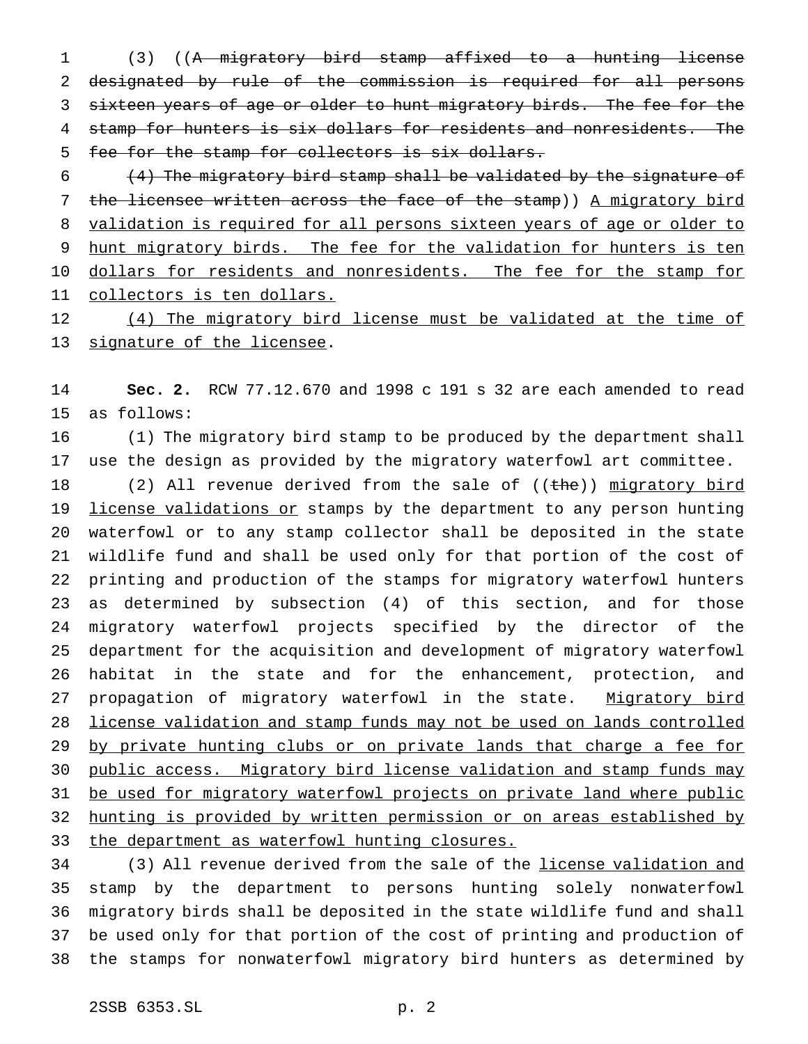(3) ((~~A migratory bird stamp affixed to a hunting license designated by rule of the commission is required for all persons sixteen years of age or older to hunt migratory birds. The fee for the stamp for hunters is six dollars for residents and nonresidents. The fee for the stamp for collectors is six dollars.~~

~~(4) The migratory bird stamp shall be validated by the signature of the licensee written across the face of the stamp~~)) <u>A migratory bird validation is required for all persons sixteen years of age or older to hunt migratory birds. The fee for the validation for hunters is ten dollars for residents and nonresidents. The fee for the stamp for collectors is ten dollars.</u>

<u>(4) The migratory bird license must be validated at the time of signature of the licensee</u>.

**Sec. 2.** RCW 77.12.670 and 1998 c 191 s 32 are each amended to read as follows:

(1) The migratory bird stamp to be produced by the department shall use the design as provided by the migratory waterfowl art committee.

(2) All revenue derived from the sale of ((~~the~~)) <u>migratory bird license validations or</u> stamps by the department to any person hunting waterfowl or to any stamp collector shall be deposited in the state wildlife fund and shall be used only for that portion of the cost of printing and production of the stamps for migratory waterfowl hunters as determined by subsection (4) of this section, and for those migratory waterfowl projects specified by the director of the department for the acquisition and development of migratory waterfowl habitat in the state and for the enhancement, protection, and propagation of migratory waterfowl in the state. <u>Migratory bird license validation and stamp funds may not be used on lands controlled by private hunting clubs or on private lands that charge a fee for public access. Migratory bird license validation and stamp funds may be used for migratory waterfowl projects on private land where public hunting is provided by written permission or on areas established by the department as waterfowl hunting closures.</u>

(3) All revenue derived from the sale of the <u>license validation and</u> stamp by the department to persons hunting solely nonwaterfowl migratory birds shall be deposited in the state wildlife fund and shall be used only for that portion of the cost of printing and production of the stamps for nonwaterfowl migratory bird hunters as determined by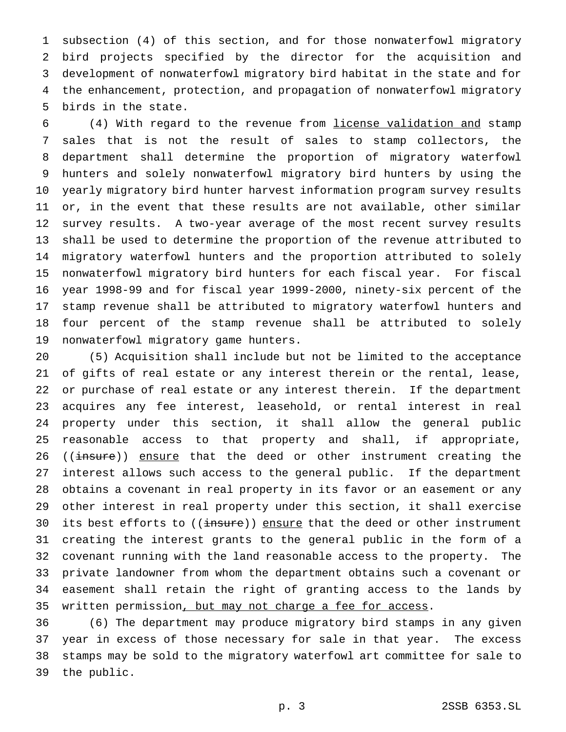subsection (4) of this section, and for those nonwaterfowl migratory bird projects specified by the director for the acquisition and development of nonwaterfowl migratory bird habitat in the state and for the enhancement, protection, and propagation of nonwaterfowl migratory birds in the state.

(4) With regard to the revenue from license validation and stamp sales that is not the result of sales to stamp collectors, the department shall determine the proportion of migratory waterfowl hunters and solely nonwaterfowl migratory bird hunters by using the yearly migratory bird hunter harvest information program survey results or, in the event that these results are not available, other similar survey results. A two-year average of the most recent survey results shall be used to determine the proportion of the revenue attributed to migratory waterfowl hunters and the proportion attributed to solely nonwaterfowl migratory bird hunters for each fiscal year. For fiscal year 1998-99 and for fiscal year 1999-2000, ninety-six percent of the stamp revenue shall be attributed to migratory waterfowl hunters and four percent of the stamp revenue shall be attributed to solely nonwaterfowl migratory game hunters.

(5) Acquisition shall include but not be limited to the acceptance of gifts of real estate or any interest therein or the rental, lease, or purchase of real estate or any interest therein. If the department acquires any fee interest, leasehold, or rental interest in real property under this section, it shall allow the general public reasonable access to that property and shall, if appropriate, ((~~insure~~)) ensure that the deed or other instrument creating the interest allows such access to the general public. If the department obtains a covenant in real property in its favor or an easement or any other interest in real property under this section, it shall exercise its best efforts to ((~~insure~~)) ensure that the deed or other instrument creating the interest grants to the general public in the form of a covenant running with the land reasonable access to the property. The private landowner from whom the department obtains such a covenant or easement shall retain the right of granting access to the lands by written permission, but may not charge a fee for access.

(6) The department may produce migratory bird stamps in any given year in excess of those necessary for sale in that year. The excess stamps may be sold to the migratory waterfowl art committee for sale to the public.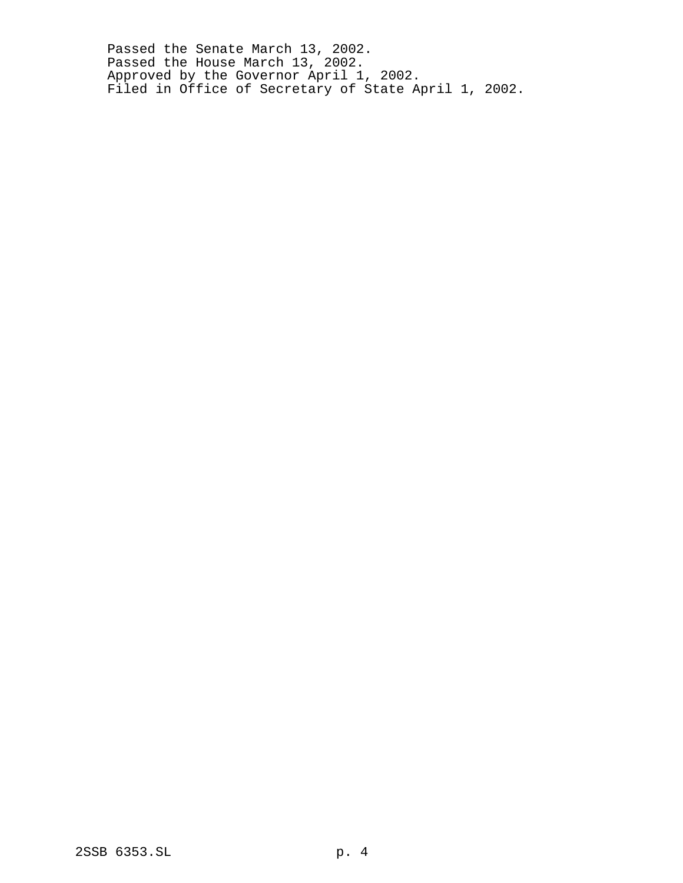Passed the Senate March 13, 2002.
Passed the House March 13, 2002.
Approved by the Governor April 1, 2002.
Filed in Office of Secretary of State April 1, 2002.